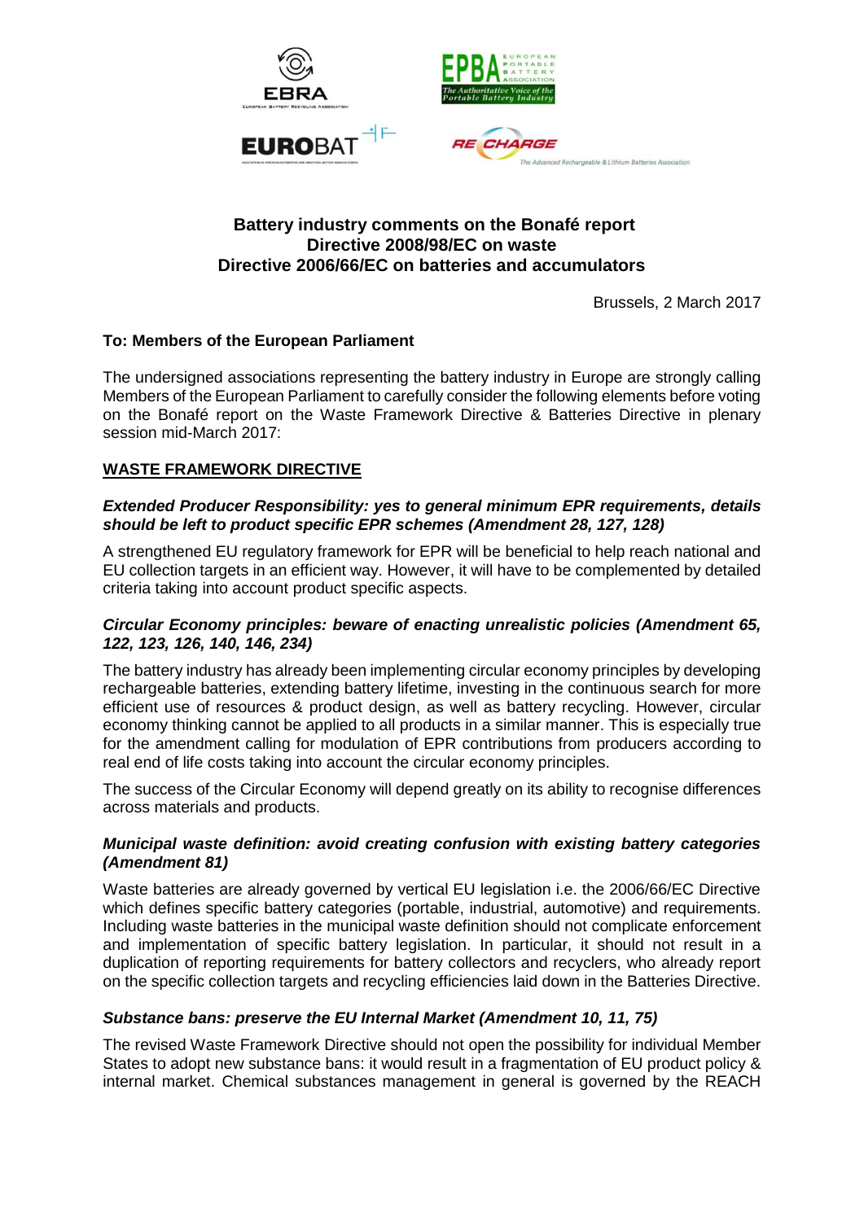**Battery industry comments on the Bonafé report**
**Directive 2008/98/EC on waste**
**Directive 2006/66/EC on batteries and accumulators**

Brussels, 2 March 2017

**To: Members of the European Parliament**

The undersigned associations representing the battery industry in Europe are strongly calling Members of the European Parliament to carefully consider the following elements before voting on the Bonafé report on the Waste Framework Directive & Batteries Directive in plenary session mid-March 2017:

## WASTE FRAMEWORK DIRECTIVE

### *Extended Producer Responsibility: yes to general minimum EPR requirements, details should be left to product specific EPR schemes (Amendment 28, 127, 128)*

A strengthened EU regulatory framework for EPR will be beneficial to help reach national and EU collection targets in an efficient way. However, it will have to be complemented by detailed criteria taking into account product specific aspects.

### *Circular Economy principles: beware of enacting unrealistic policies (Amendment 65, 122, 123, 126, 140, 146, 234)*

The battery industry has already been implementing circular economy principles by developing rechargeable batteries, extending battery lifetime, investing in the continuous search for more efficient use of resources & product design, as well as battery recycling. However, circular economy thinking cannot be applied to all products in a similar manner. This is especially true for the amendment calling for modulation of EPR contributions from producers according to real end of life costs taking into account the circular economy principles.

The success of the Circular Economy will depend greatly on its ability to recognise differences across materials and products.

### *Municipal waste definition: avoid creating confusion with existing battery categories (Amendment 81)*

Waste batteries are already governed by vertical EU legislation i.e. the 2006/66/EC Directive which defines specific battery categories (portable, industrial, automotive) and requirements. Including waste batteries in the municipal waste definition should not complicate enforcement and implementation of specific battery legislation. In particular, it should not result in a duplication of reporting requirements for battery collectors and recyclers, who already report on the specific collection targets and recycling efficiencies laid down in the Batteries Directive.

### *Substance bans: preserve the EU Internal Market (Amendment 10, 11, 75)*

The revised Waste Framework Directive should not open the possibility for individual Member States to adopt new substance bans: it would result in a fragmentation of EU product policy & internal market. Chemical substances management in general is governed by the REACH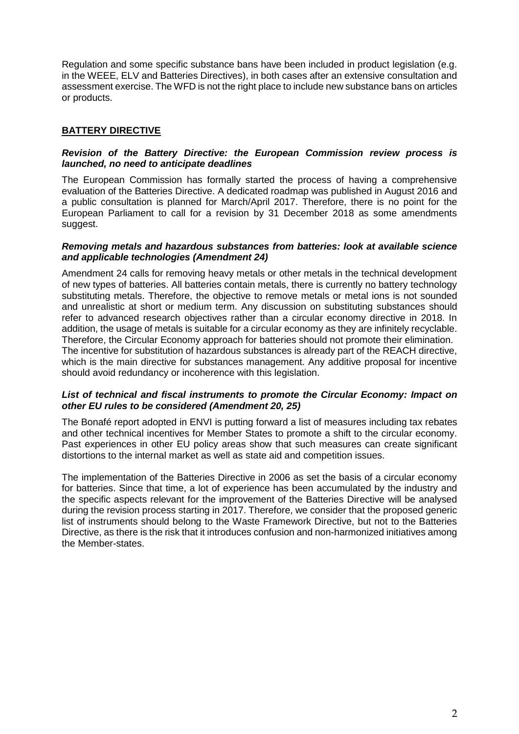Regulation and some specific substance bans have been included in product legislation (e.g. in the WEEE, ELV and Batteries Directives), in both cases after an extensive consultation and assessment exercise. The WFD is not the right place to include new substance bans on articles or products.

## **BATTERY DIRECTIVE**

### ***Revision of the Battery Directive: the European Commission review process is launched, no need to anticipate deadlines***

The European Commission has formally started the process of having a comprehensive evaluation of the Batteries Directive. A dedicated roadmap was published in August 2016 and a public consultation is planned for March/April 2017. Therefore, there is no point for the European Parliament to call for a revision by 31 December 2018 as some amendments suggest.

### ***Removing metals and hazardous substances from batteries: look at available science and applicable technologies (Amendment 24)***

Amendment 24 calls for removing heavy metals or other metals in the technical development of new types of batteries. All batteries contain metals, there is currently no battery technology substituting metals. Therefore, the objective to remove metals or metal ions is not sounded and unrealistic at short or medium term. Any discussion on substituting substances should refer to advanced research objectives rather than a circular economy directive in 2018. In addition, the usage of metals is suitable for a circular economy as they are infinitely recyclable. Therefore, the Circular Economy approach for batteries should not promote their elimination.
The incentive for substitution of hazardous substances is already part of the REACH directive, which is the main directive for substances management. Any additive proposal for incentive should avoid redundancy or incoherence with this legislation.

### ***List of technical and fiscal instruments to promote the Circular Economy: Impact on other EU rules to be considered (Amendment 20, 25)***

The Bonafé report adopted in ENVI is putting forward a list of measures including tax rebates and other technical incentives for Member States to promote a shift to the circular economy. Past experiences in other EU policy areas show that such measures can create significant distortions to the internal market as well as state aid and competition issues.

The implementation of the Batteries Directive in 2006 as set the basis of a circular economy for batteries. Since that time, a lot of experience has been accumulated by the industry and the specific aspects relevant for the improvement of the Batteries Directive will be analysed during the revision process starting in 2017. Therefore, we consider that the proposed generic list of instruments should belong to the Waste Framework Directive, but not to the Batteries Directive, as there is the risk that it introduces confusion and non-harmonized initiatives among the Member-states.